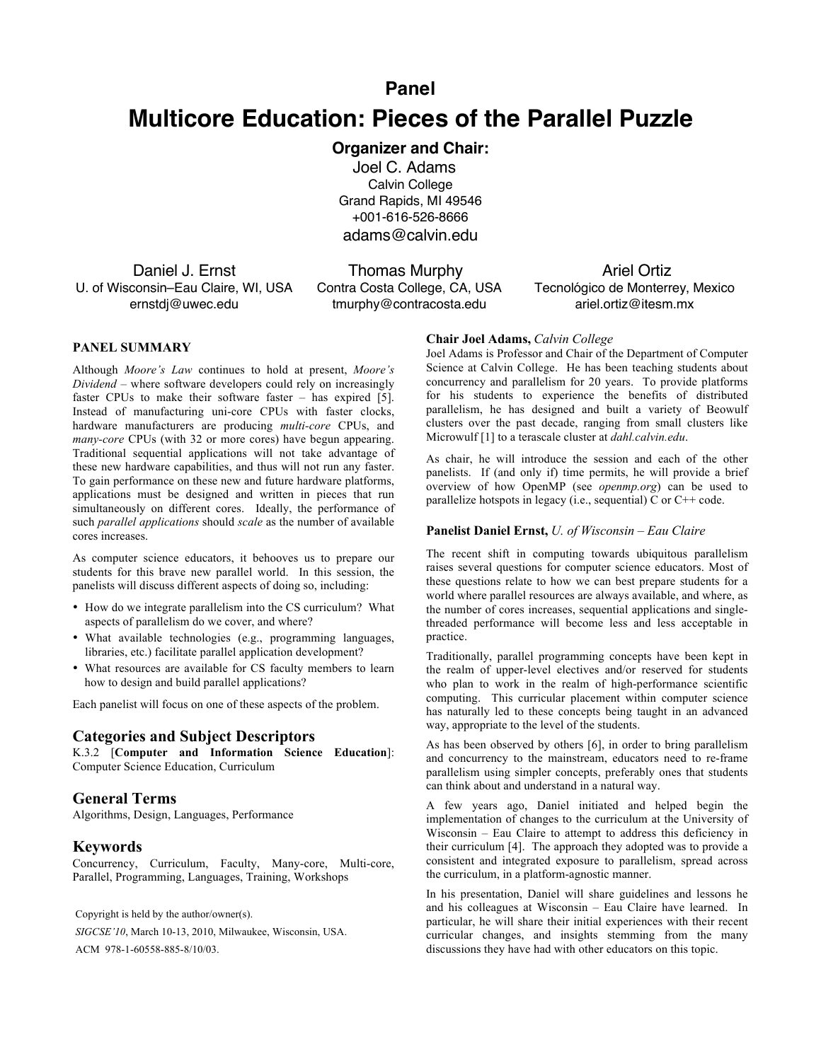Panel

# Multicore Education: Pieces of the Parallel Puzzle

**Organizer and Chair:**

Joel C. Adams
Calvin College
Grand Rapids, MI 49546
+001-616-526-8666
adams@calvin.edu

Daniel J. Ernst
U. of Wisconsin–Eau Claire, WI, USA
ernstdj@uwec.edu

Thomas Murphy
Contra Costa College, CA, USA
tmurphy@contracosta.edu

Ariel Ortiz
Tecnológico de Monterrey, Mexico
ariel.ortiz@itesm.mx

## PANEL SUMMARY

Although *Moore's Law* continues to hold at present, *Moore's Dividend* – where software developers could rely on increasingly faster CPUs to make their software faster – has expired [5]. Instead of manufacturing uni-core CPUs with faster clocks, hardware manufacturers are producing *multi-core* CPUs, and *many-core* CPUs (with 32 or more cores) have begun appearing. Traditional sequential applications will not take advantage of these new hardware capabilities, and thus will not run any faster. To gain performance on these new and future hardware platforms, applications must be designed and written in pieces that run simultaneously on different cores. Ideally, the performance of such *parallel applications* should *scale* as the number of available cores increases.

As computer science educators, it behooves us to prepare our students for this brave new parallel world. In this session, the panelists will discuss different aspects of doing so, including:

- How do we integrate parallelism into the CS curriculum? What aspects of parallelism do we cover, and where?
- What available technologies (e.g., programming languages, libraries, etc.) facilitate parallel application development?
- What resources are available for CS faculty members to learn how to design and build parallel applications?

Each panelist will focus on one of these aspects of the problem.

## Categories and Subject Descriptors

K.3.2 [**Computer and Information Science Education**]: Computer Science Education, Curriculum

## General Terms

Algorithms, Design, Languages, Performance

## Keywords

Concurrency, Curriculum, Faculty, Many-core, Multi-core, Parallel, Programming, Languages, Training, Workshops

Copyright is held by the author/owner(s).
*SIGCSE'10*, March 10-13, 2010, Milwaukee, Wisconsin, USA.
ACM 978-1-60558-885-8/10/03.

### Chair Joel Adams, *Calvin College*

Joel Adams is Professor and Chair of the Department of Computer Science at Calvin College. He has been teaching students about concurrency and parallelism for 20 years. To provide platforms for his students to experience the benefits of distributed parallelism, he has designed and built a variety of Beowulf clusters over the past decade, ranging from small clusters like Microwulf [1] to a terascale cluster at *dahl.calvin.edu*.

As chair, he will introduce the session and each of the other panelists. If (and only if) time permits, he will provide a brief overview of how OpenMP (see *openmp.org*) can be used to parallelize hotspots in legacy (i.e., sequential) C or C++ code.

### Panelist Daniel Ernst, *U. of Wisconsin – Eau Claire*

The recent shift in computing towards ubiquitous parallelism raises several questions for computer science educators. Most of these questions relate to how we can best prepare students for a world where parallel resources are always available, and where, as the number of cores increases, sequential applications and single-threaded performance will become less and less acceptable in practice.

Traditionally, parallel programming concepts have been kept in the realm of upper-level electives and/or reserved for students who plan to work in the realm of high-performance scientific computing. This curricular placement within computer science has naturally led to these concepts being taught in an advanced way, appropriate to the level of the students.

As has been observed by others [6], in order to bring parallelism and concurrency to the mainstream, educators need to re-frame parallelism using simpler concepts, preferably ones that students can think about and understand in a natural way.

A few years ago, Daniel initiated and helped begin the implementation of changes to the curriculum at the University of Wisconsin – Eau Claire to attempt to address this deficiency in their curriculum [4]. The approach they adopted was to provide a consistent and integrated exposure to parallelism, spread across the curriculum, in a platform-agnostic manner.

In his presentation, Daniel will share guidelines and lessons he and his colleagues at Wisconsin – Eau Claire have learned. In particular, he will share their initial experiences with their recent curricular changes, and insights stemming from the many discussions they have had with other educators on this topic.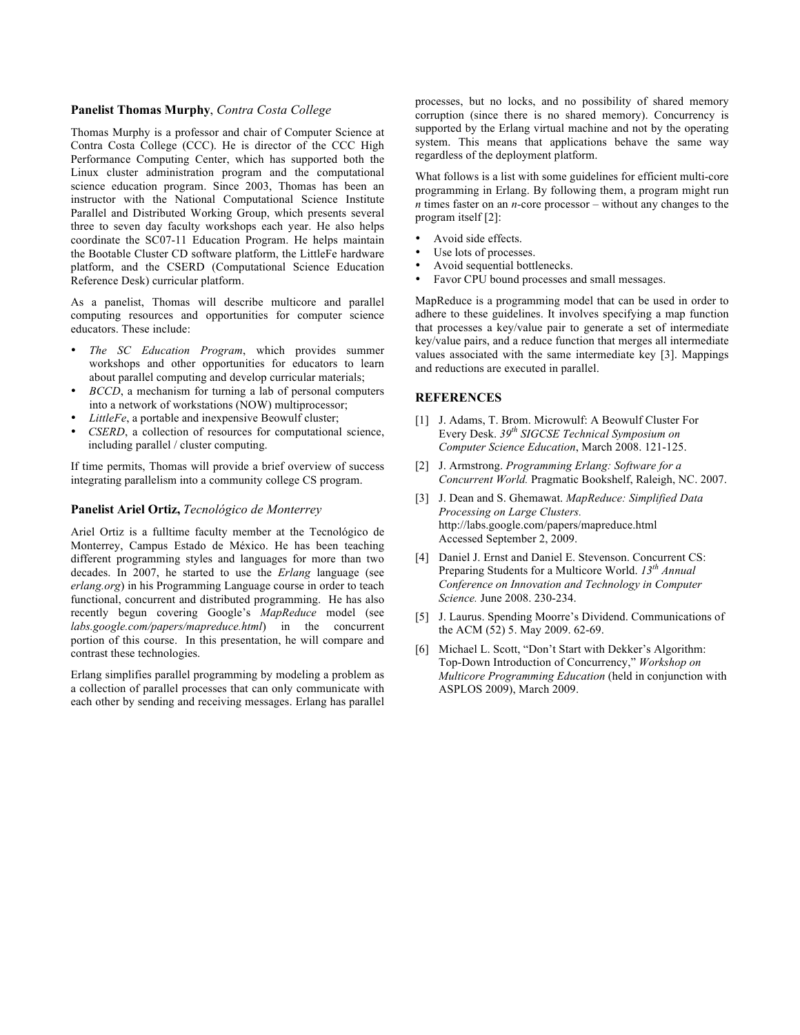### Panelist Thomas Murphy, *Contra Costa College*

Thomas Murphy is a professor and chair of Computer Science at Contra Costa College (CCC). He is director of the CCC High Performance Computing Center, which has supported both the Linux cluster administration program and the computational science education program. Since 2003, Thomas has been an instructor with the National Computational Science Institute Parallel and Distributed Working Group, which presents several three to seven day faculty workshops each year. He also helps coordinate the SC07-11 Education Program. He helps maintain the Bootable Cluster CD software platform, the LittleFe hardware platform, and the CSERD (Computational Science Education Reference Desk) curricular platform.

As a panelist, Thomas will describe multicore and parallel computing resources and opportunities for computer science educators. These include:

- *The SC Education Program*, which provides summer workshops and other opportunities for educators to learn about parallel computing and develop curricular materials;
- *BCCD*, a mechanism for turning a lab of personal computers into a network of workstations (NOW) multiprocessor;
- *LittleFe*, a portable and inexpensive Beowulf cluster;
- *CSERD*, a collection of resources for computational science, including parallel / cluster computing.

If time permits, Thomas will provide a brief overview of success integrating parallelism into a community college CS program.

### Panelist Ariel Ortiz, *Tecnológico de Monterrey*

Ariel Ortiz is a fulltime faculty member at the Tecnológico de Monterrey, Campus Estado de México. He has been teaching different programming styles and languages for more than two decades. In 2007, he started to use the *Erlang* language (see *erlang.org*) in his Programming Language course in order to teach functional, concurrent and distributed programming. He has also recently begun covering Google's *MapReduce* model (see *labs.google.com/papers/mapreduce.html*) in the concurrent portion of this course. In this presentation, he will compare and contrast these technologies.

Erlang simplifies parallel programming by modeling a problem as a collection of parallel processes that can only communicate with each other by sending and receiving messages. Erlang has parallel processes, but no locks, and no possibility of shared memory corruption (since there is no shared memory). Concurrency is supported by the Erlang virtual machine and not by the operating system. This means that applications behave the same way regardless of the deployment platform.

What follows is a list with some guidelines for efficient multi-core programming in Erlang. By following them, a program might run *n* times faster on an *n*-core processor – without any changes to the program itself [2]:

- Avoid side effects.
- Use lots of processes.
- Avoid sequential bottlenecks.
- Favor CPU bound processes and small messages.

MapReduce is a programming model that can be used in order to adhere to these guidelines. It involves specifying a map function that processes a key/value pair to generate a set of intermediate key/value pairs, and a reduce function that merges all intermediate values associated with the same intermediate key [3]. Mappings and reductions are executed in parallel.

## REFERENCES

[1] J. Adams, T. Brom. Microwulf: A Beowulf Cluster For Every Desk. *39th SIGCSE Technical Symposium on Computer Science Education*, March 2008. 121-125.

[2] J. Armstrong. *Programming Erlang: Software for a Concurrent World.* Pragmatic Bookshelf, Raleigh, NC. 2007.

[3] J. Dean and S. Ghemawat. *MapReduce: Simplified Data Processing on Large Clusters.* http://labs.google.com/papers/mapreduce.html Accessed September 2, 2009.

[4] Daniel J. Ernst and Daniel E. Stevenson. Concurrent CS: Preparing Students for a Multicore World. *13th Annual Conference on Innovation and Technology in Computer Science.* June 2008. 230-234.

[5] J. Laurus. Spending Moorre's Dividend. Communications of the ACM (52) 5. May 2009. 62-69.

[6] Michael L. Scott, "Don't Start with Dekker's Algorithm: Top-Down Introduction of Concurrency," *Workshop on Multicore Programming Education* (held in conjunction with ASPLOS 2009), March 2009.